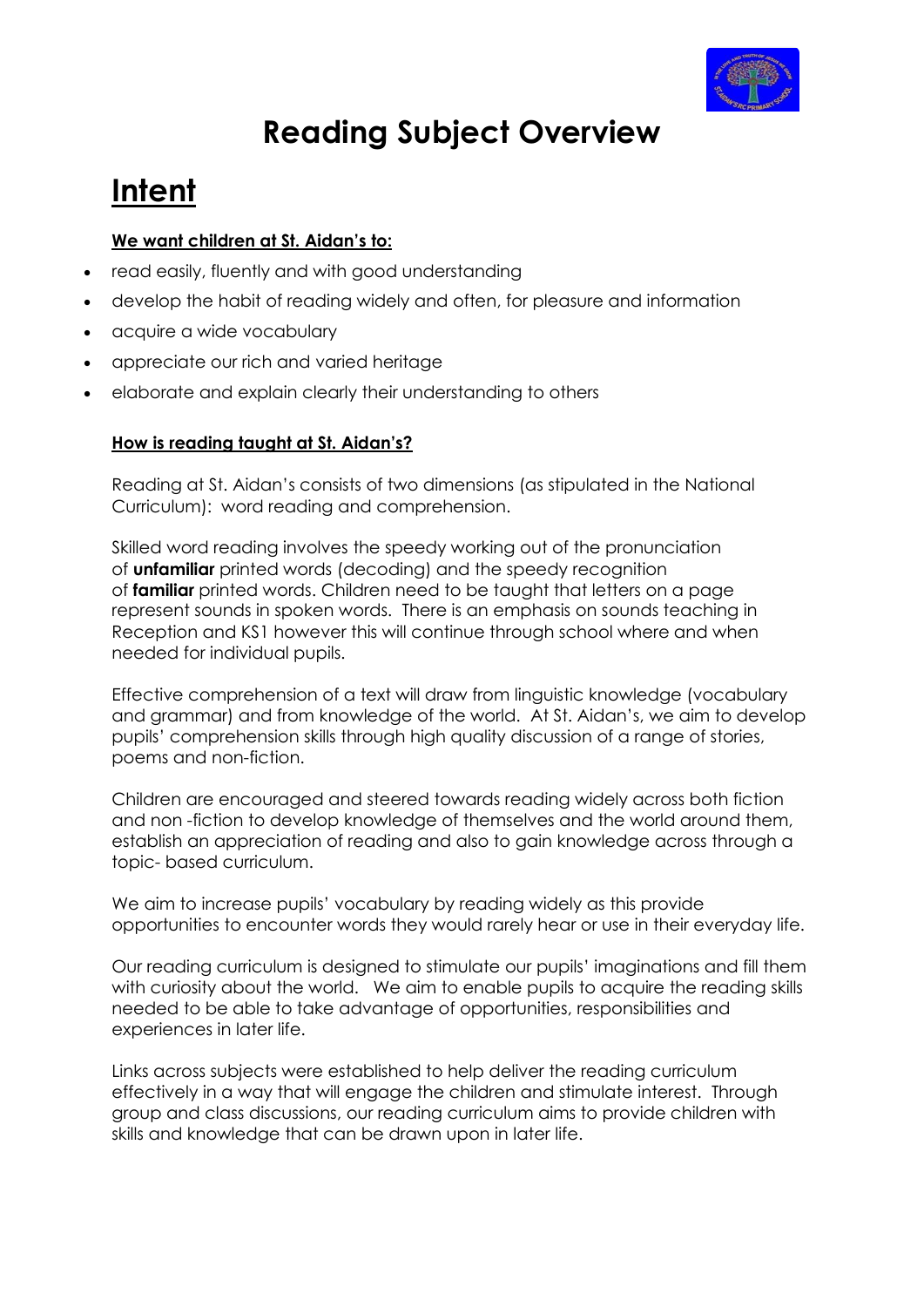# Reading Subject Overview

## Intent

**We want children at St. Aidan's to:**

- read easily, fluently and with good understanding
- develop the habit of reading widely and often, for pleasure and information
- acquire a wide vocabulary
- appreciate our rich and varied heritage
- elaborate and explain clearly their understanding to others

**How is reading taught at St. Aidan's?**

Reading at St. Aidan's consists of two dimensions (as stipulated in the National Curriculum): word reading and comprehension.

Skilled word reading involves the speedy working out of the pronunciation of **unfamiliar** printed words (decoding) and the speedy recognition of **familiar** printed words. Children need to be taught that letters on a page represent sounds in spoken words. There is an emphasis on sounds teaching in Reception and KS1 however this will continue through school where and when needed for individual pupils.

Effective comprehension of a text will draw from linguistic knowledge (vocabulary and grammar) and from knowledge of the world. At St. Aidan's, we aim to develop pupils' comprehension skills through high quality discussion of a range of stories, poems and non-fiction.

Children are encouraged and steered towards reading widely across both fiction and non -fiction to develop knowledge of themselves and the world around them, establish an appreciation of reading and also to gain knowledge across through a topic- based curriculum.

We aim to increase pupils' vocabulary by reading widely as this provide opportunities to encounter words they would rarely hear or use in their everyday life.

Our reading curriculum is designed to stimulate our pupils' imaginations and fill them with curiosity about the world. We aim to enable pupils to acquire the reading skills needed to be able to take advantage of opportunities, responsibilities and experiences in later life.

Links across subjects were established to help deliver the reading curriculum effectively in a way that will engage the children and stimulate interest. Through group and class discussions, our reading curriculum aims to provide children with skills and knowledge that can be drawn upon in later life.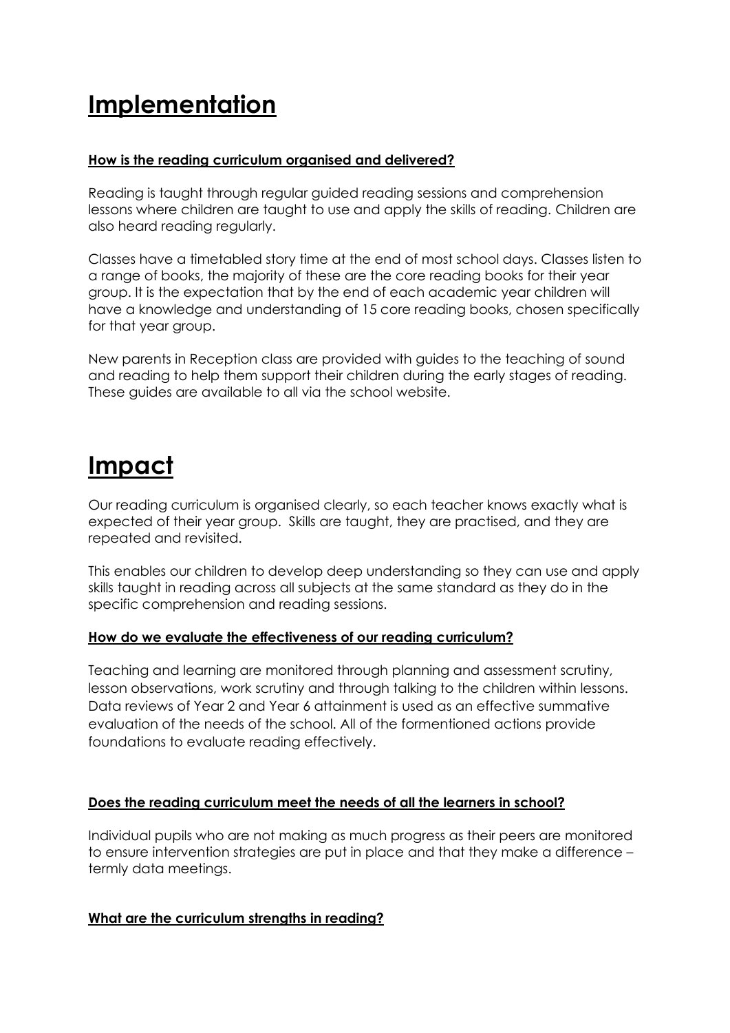# Implementation

**How is the reading curriculum organised and delivered?**

Reading is taught through regular guided reading sessions and comprehension lessons where children are taught to use and apply the skills of reading. Children are also heard reading regularly.

Classes have a timetabled story time at the end of most school days. Classes listen to a range of books, the majority of these are the core reading books for their year group. It is the expectation that by the end of each academic year children will have a knowledge and understanding of 15 core reading books, chosen specifically for that year group.

New parents in Reception class are provided with guides to the teaching of sound and reading to help them support their children during the early stages of reading. These guides are available to all via the school website.

# Impact

Our reading curriculum is organised clearly, so each teacher knows exactly what is expected of their year group. Skills are taught, they are practised, and they are repeated and revisited.

This enables our children to develop deep understanding so they can use and apply skills taught in reading across all subjects at the same standard as they do in the specific comprehension and reading sessions.

**How do we evaluate the effectiveness of our reading curriculum?**

Teaching and learning are monitored through planning and assessment scrutiny, lesson observations, work scrutiny and through talking to the children within lessons. Data reviews of Year 2 and Year 6 attainment is used as an effective summative evaluation of the needs of the school. All of the formentioned actions provide foundations to evaluate reading effectively.

**Does the reading curriculum meet the needs of all the learners in school?**

Individual pupils who are not making as much progress as their peers are monitored to ensure intervention strategies are put in place and that they make a difference – termly data meetings.

**What are the curriculum strengths in reading?**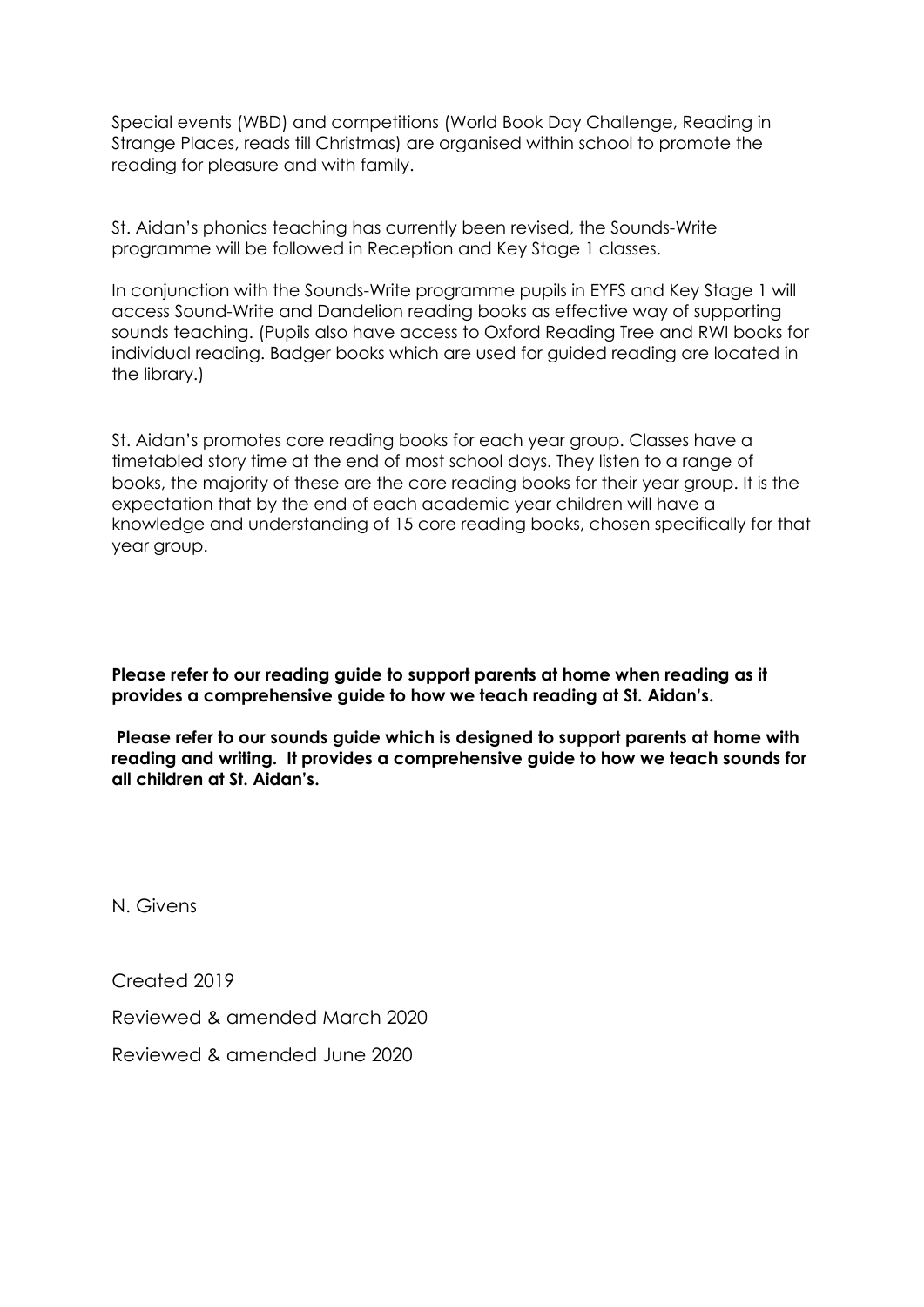Special events (WBD) and competitions (World Book Day Challenge, Reading in Strange Places, reads till Christmas) are organised within school to promote the reading for pleasure and with family.

St. Aidan's phonics teaching has currently been revised, the Sounds-Write programme will be followed in Reception and Key Stage 1 classes.

In conjunction with the Sounds-Write programme pupils in EYFS and Key Stage 1 will access Sound-Write and Dandelion reading books as effective way of supporting sounds teaching. (Pupils also have access to Oxford Reading Tree and RWI books for individual reading. Badger books which are used for guided reading are located in the library.)

St. Aidan's promotes core reading books for each year group. Classes have a timetabled story time at the end of most school days. They listen to a range of books, the majority of these are the core reading books for their year group. It is the expectation that by the end of each academic year children will have a knowledge and understanding of 15 core reading books, chosen specifically for that year group.

**Please refer to our reading guide to support parents at home when reading as it provides a comprehensive guide to how we teach reading at St. Aidan's.**

**Please refer to our sounds guide which is designed to support parents at home with reading and writing. It provides a comprehensive guide to how we teach sounds for all children at St. Aidan's.**

N. Givens

Created 2019

Reviewed & amended March 2020

Reviewed & amended June 2020